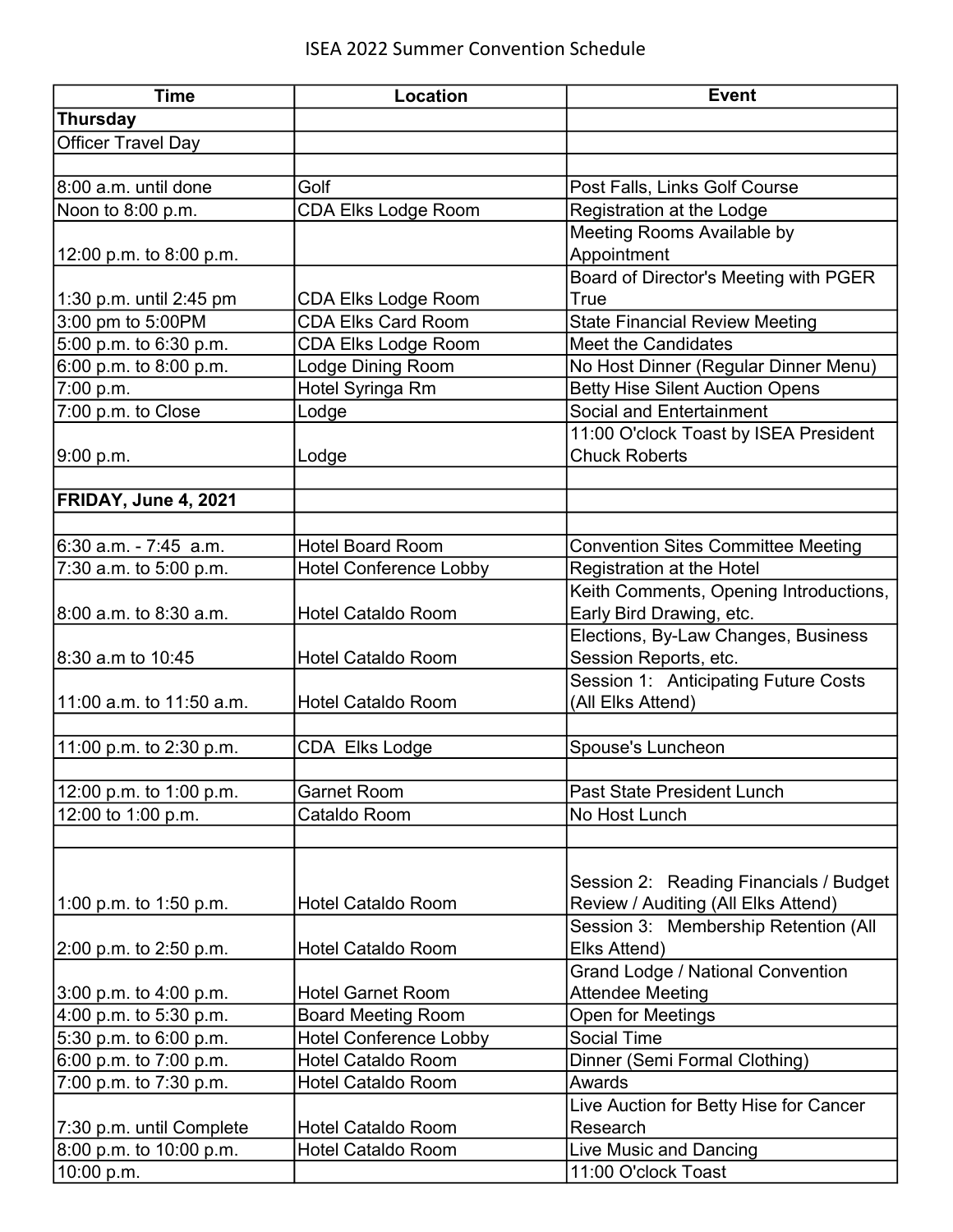# ISEA 2022 Summer Convention Schedule

| Time | Location | Event |
|---|---|---|
| **Thursday** | | |
| Officer Travel Day | | |
| | | |
| 8:00 a.m. until done | Golf | Post Falls, Links Golf Course |
| Noon to 8:00 p.m. | CDA Elks Lodge Room | Registration at the Lodge |
| 12:00 p.m. to 8:00 p.m. | | Meeting Rooms Available by Appointment |
| 1:30 p.m. until 2:45 pm | CDA Elks Lodge Room | Board of Director's Meeting with PGER True |
| 3:00 pm to 5:00PM | CDA Elks Card Room | State Financial Review Meeting |
| 5:00 p.m. to 6:30 p.m. | CDA Elks Lodge Room | Meet the Candidates |
| 6:00 p.m. to 8:00 p.m. | Lodge Dining Room | No Host Dinner (Regular Dinner Menu) |
| 7:00 p.m. | Hotel Syringa Rm | Betty Hise Silent Auction Opens |
| 7:00 p.m. to Close | Lodge | Social and Entertainment |
| 9:00 p.m. | Lodge | 11:00 O'clock Toast by ISEA President Chuck Roberts |
| | | |
| **FRIDAY, June 4, 2021** | | |
| | | |
| 6:30 a.m. - 7:45 a.m. | Hotel Board Room | Convention Sites Committee Meeting |
| 7:30 a.m. to 5:00 p.m. | Hotel Conference Lobby | Registration at the Hotel |
| 8:00 a.m. to 8:30 a.m. | Hotel Cataldo Room | Keith Comments, Opening Introductions, Early Bird Drawing, etc. |
| 8:30 a.m to 10:45 | Hotel Cataldo Room | Elections, By-Law Changes, Business Session Reports, etc. |
| 11:00 a.m. to 11:50 a.m. | Hotel Cataldo Room | Session 1: Anticipating Future Costs (All Elks Attend) |
| | | |
| 11:00 p.m. to 2:30 p.m. | CDA Elks Lodge | Spouse's Luncheon |
| | | |
| 12:00 p.m. to 1:00 p.m. | Garnet Room | Past State President Lunch |
| 12:00 to 1:00 p.m. | Cataldo Room | No Host Lunch |
| | | |
| 1:00 p.m. to 1:50 p.m. | Hotel Cataldo Room | Session 2: Reading Financials / Budget Review / Auditing (All Elks Attend) |
| 2:00 p.m. to 2:50 p.m. | Hotel Cataldo Room | Session 3: Membership Retention (All Elks Attend) |
| 3:00 p.m. to 4:00 p.m. | Hotel Garnet Room | Grand Lodge / National Convention Attendee Meeting |
| 4:00 p.m. to 5:30 p.m. | Board Meeting Room | Open for Meetings |
| 5:30 p.m. to 6:00 p.m. | Hotel Conference Lobby | Social Time |
| 6:00 p.m. to 7:00 p.m. | Hotel Cataldo Room | Dinner (Semi Formal Clothing) |
| 7:00 p.m. to 7:30 p.m. | Hotel Cataldo Room | Awards |
| 7:30 p.m. until Complete | Hotel Cataldo Room | Live Auction for Betty Hise for Cancer Research |
| 8:00 p.m. to 10:00 p.m. | Hotel Cataldo Room | Live Music and Dancing |
| 10:00 p.m. | | 11:00 O'clock Toast |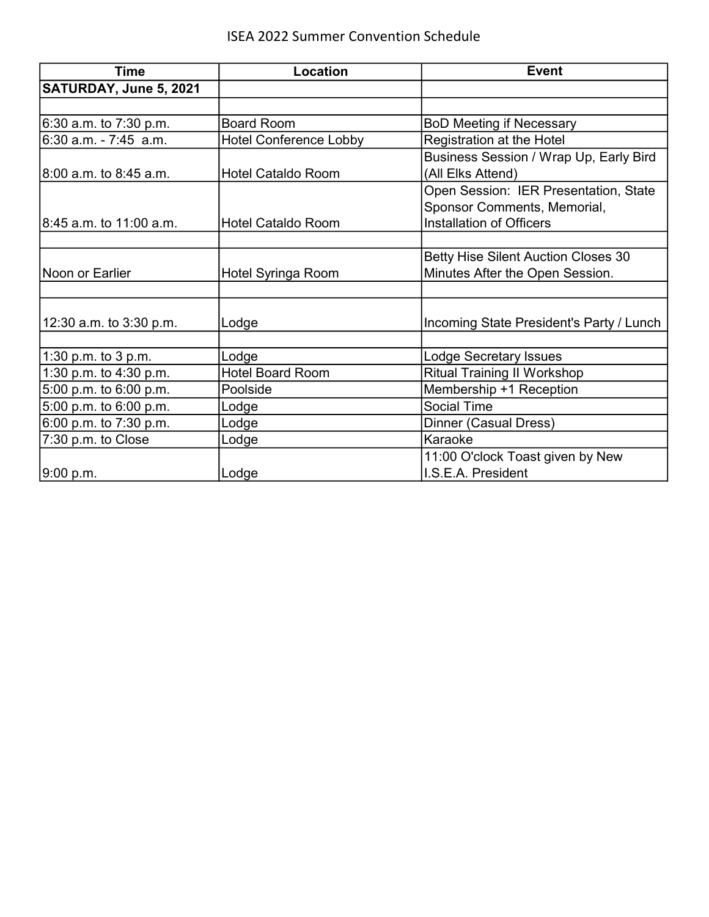ISEA 2022 Summer Convention Schedule

| Time | Location | Event |
|---|---|---|
| **SATURDAY, June 5, 2021** | | |
| | | |
| 6:30 a.m. to 7:30 p.m. | Board Room | BoD Meeting if Necessary |
| 6:30 a.m. - 7:45 a.m. | Hotel Conference Lobby | Registration at the Hotel |
| 8:00 a.m. to 8:45 a.m. | Hotel Cataldo Room | Business Session / Wrap Up, Early Bird (All Elks Attend) |
| 8:45 a.m. to 11:00 a.m. | Hotel Cataldo Room | Open Session: IER Presentation, State Sponsor Comments, Memorial, Installation of Officers |
| | | |
| Noon or Earlier | Hotel Syringa Room | Betty Hise Silent Auction Closes 30 Minutes After the Open Session. |
| | | |
| 12:30 a.m. to 3:30 p.m. | Lodge | Incoming State President's Party / Lunch |
| | | |
| 1:30 p.m. to 3 p.m. | Lodge | Lodge Secretary Issues |
| 1:30 p.m. to 4:30 p.m. | Hotel Board Room | Ritual Training II Workshop |
| 5:00 p.m. to 6:00 p.m. | Poolside | Membership +1 Reception |
| 5:00 p.m. to 6:00 p.m. | Lodge | Social Time |
| 6:00 p.m. to 7:30 p.m. | Lodge | Dinner (Casual Dress) |
| 7:30 p.m. to Close | Lodge | Karaoke |
| 9:00 p.m. | Lodge | 11:00 O'clock Toast given by New I.S.E.A. President |